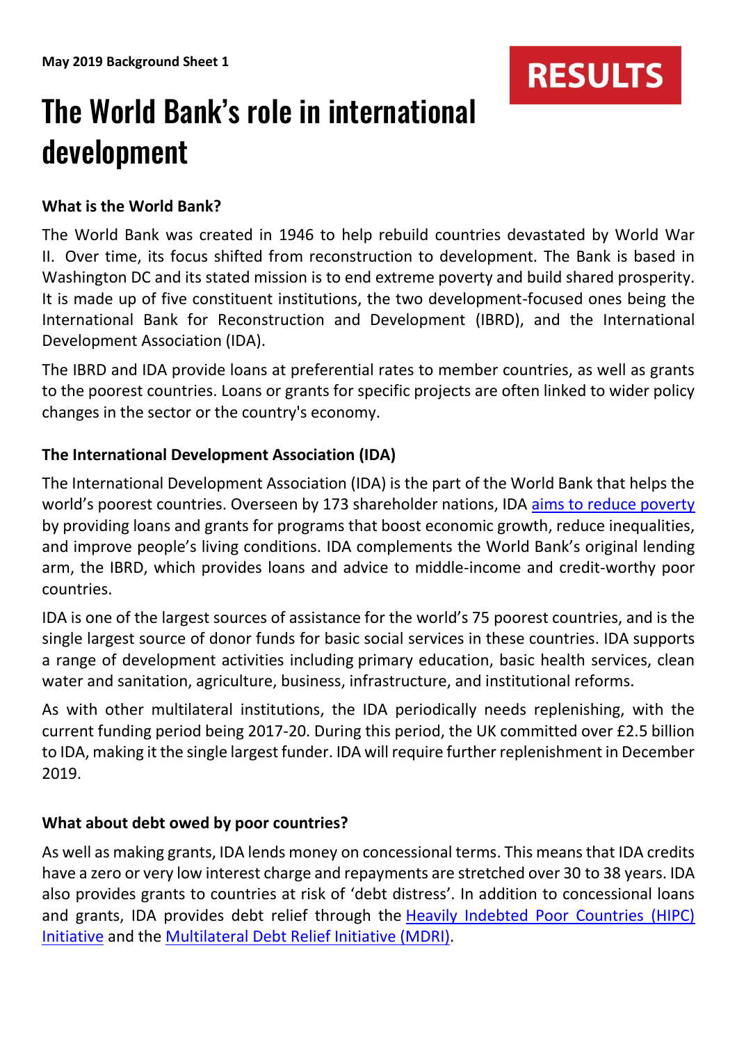May 2019 Background Sheet 1

RESULTS

# The World Bank's role in international development

### What is the World Bank?

The World Bank was created in 1946 to help rebuild countries devastated by World War II. Over time, its focus shifted from reconstruction to development. The Bank is based in Washington DC and its stated mission is to end extreme poverty and build shared prosperity. It is made up of five constituent institutions, the two development-focused ones being the International Bank for Reconstruction and Development (IBRD), and the International Development Association (IDA).

The IBRD and IDA provide loans at preferential rates to member countries, as well as grants to the poorest countries. Loans or grants for specific projects are often linked to wider policy changes in the sector or the country's economy.

### The International Development Association (IDA)

The International Development Association (IDA) is the part of the World Bank that helps the world's poorest countries. Overseen by 173 shareholder nations, IDA aims to reduce poverty by providing loans and grants for programs that boost economic growth, reduce inequalities, and improve people's living conditions. IDA complements the World Bank's original lending arm, the IBRD, which provides loans and advice to middle-income and credit-worthy poor countries.

IDA is one of the largest sources of assistance for the world's 75 poorest countries, and is the single largest source of donor funds for basic social services in these countries. IDA supports a range of development activities including primary education, basic health services, clean water and sanitation, agriculture, business, infrastructure, and institutional reforms.

As with other multilateral institutions, the IDA periodically needs replenishing, with the current funding period being 2017-20. During this period, the UK committed over £2.5 billion to IDA, making it the single largest funder. IDA will require further replenishment in December 2019.

### What about debt owed by poor countries?

As well as making grants, IDA lends money on concessional terms. This means that IDA credits have a zero or very low interest charge and repayments are stretched over 30 to 38 years. IDA also provides grants to countries at risk of 'debt distress'. In addition to concessional loans and grants, IDA provides debt relief through the Heavily Indebted Poor Countries (HIPC) Initiative and the Multilateral Debt Relief Initiative (MDRI).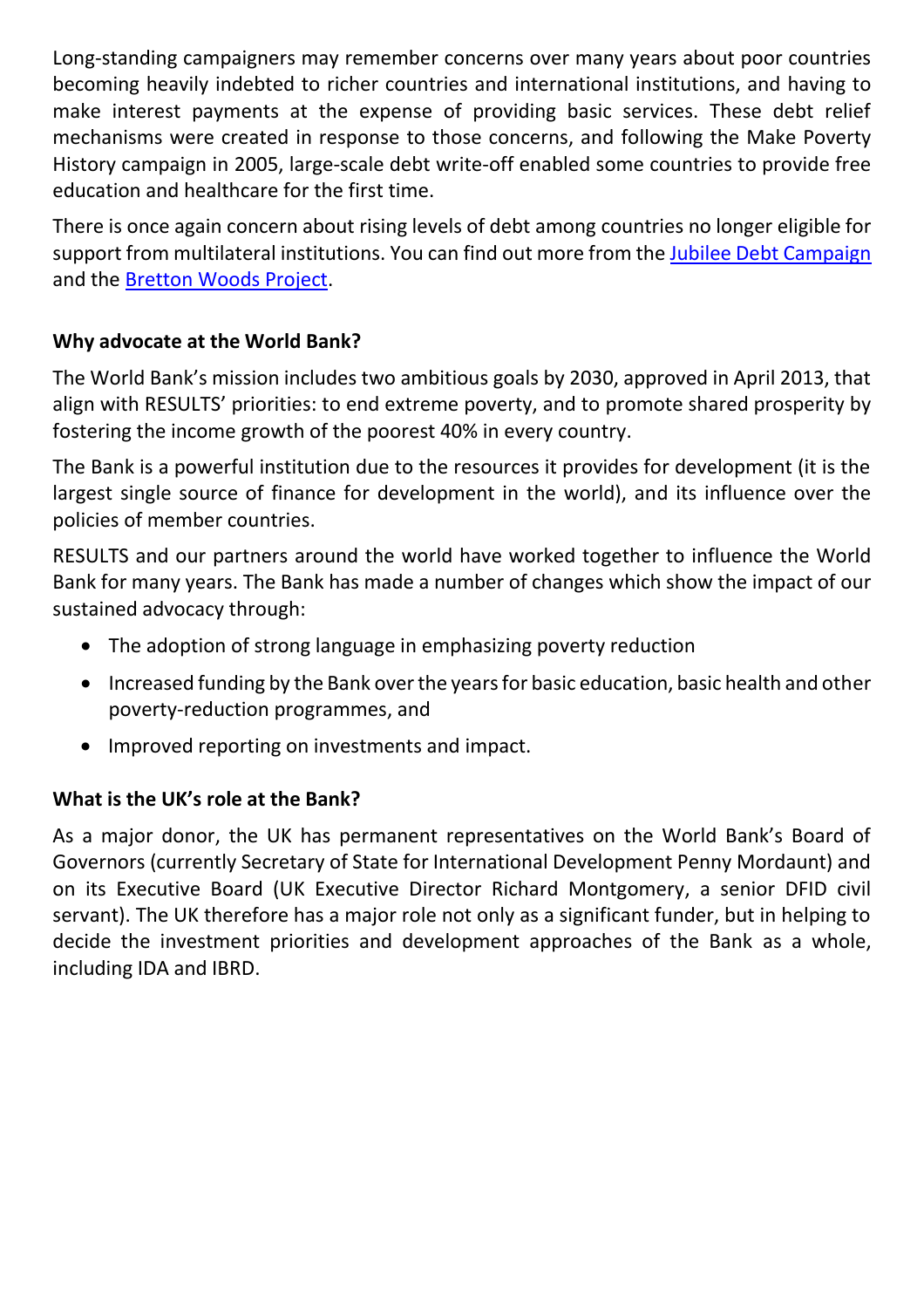Long-standing campaigners may remember concerns over many years about poor countries becoming heavily indebted to richer countries and international institutions, and having to make interest payments at the expense of providing basic services. These debt relief mechanisms were created in response to those concerns, and following the Make Poverty History campaign in 2005, large-scale debt write-off enabled some countries to provide free education and healthcare for the first time.

There is once again concern about rising levels of debt among countries no longer eligible for support from multilateral institutions. You can find out more from the Jubilee Debt Campaign and the Bretton Woods Project.

**Why advocate at the World Bank?**

The World Bank's mission includes two ambitious goals by 2030, approved in April 2013, that align with RESULTS' priorities: to end extreme poverty, and to promote shared prosperity by fostering the income growth of the poorest 40% in every country.

The Bank is a powerful institution due to the resources it provides for development (it is the largest single source of finance for development in the world), and its influence over the policies of member countries.

RESULTS and our partners around the world have worked together to influence the World Bank for many years. The Bank has made a number of changes which show the impact of our sustained advocacy through:

- The adoption of strong language in emphasizing poverty reduction
- Increased funding by the Bank over the years for basic education, basic health and other poverty-reduction programmes, and
- Improved reporting on investments and impact.

**What is the UK's role at the Bank?**

As a major donor, the UK has permanent representatives on the World Bank's Board of Governors (currently Secretary of State for International Development Penny Mordaunt) and on its Executive Board (UK Executive Director Richard Montgomery, a senior DFID civil servant). The UK therefore has a major role not only as a significant funder, but in helping to decide the investment priorities and development approaches of the Bank as a whole, including IDA and IBRD.